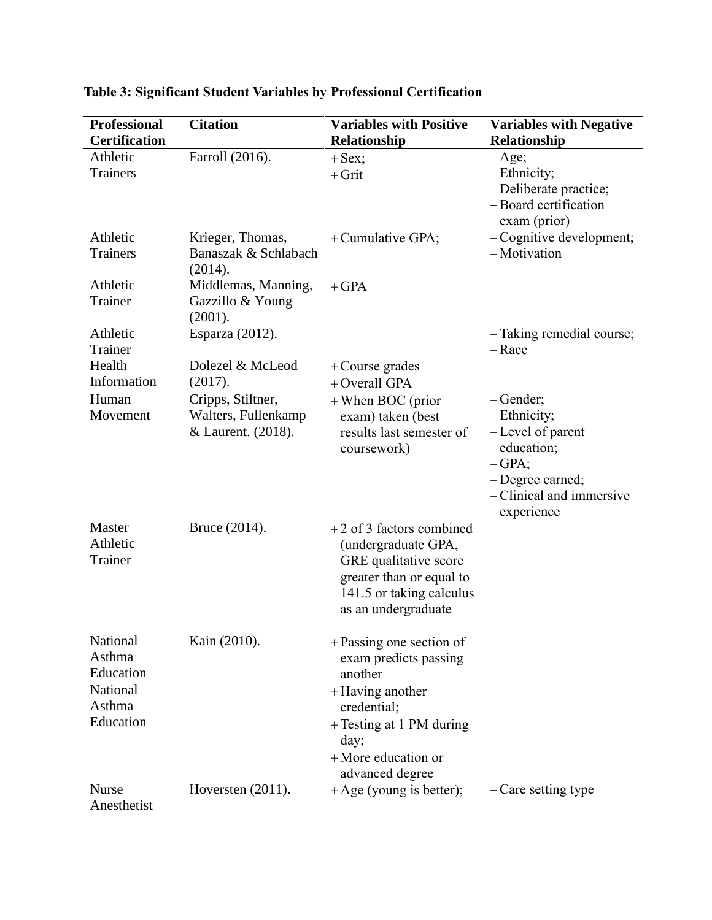**Table 3: Significant Student Variables by Professional Certification**

| Professional Certification | Citation | Variables with Positive Relationship | Variables with Negative Relationship |
|---|---|---|---|
| Athletic Trainers | Farroll (2016). | + Sex;<br>+ Grit | – Age;<br>– Ethnicity;<br>– Deliberate practice;<br>– Board certification exam (prior) |
| Athletic Trainers | Krieger, Thomas, Banaszak & Schlabach (2014). | + Cumulative GPA; | – Cognitive development;<br>– Motivation |
| Athletic Trainer | Middlemas, Manning, Gazzillo & Young (2001). | + GPA | |
| Athletic Trainer | Esparza (2012). | | – Taking remedial course;<br>– Race |
| Health Information | Dolezel & McLeod (2017). | + Course grades<br>+ Overall GPA | |
| Human Movement | Cripps, Stiltner, Walters, Fullenkamp & Laurent. (2018). | + When BOC (prior exam) taken (best results last semester of coursework) | – Gender;<br>– Ethnicity;<br>– Level of parent education;<br>– GPA;<br>– Degree earned;<br>– Clinical and immersive experience |
| Master Athletic Trainer | Bruce (2014). | + 2 of 3 factors combined (undergraduate GPA, GRE qualitative score greater than or equal to 141.5 or taking calculus as an undergraduate | |
| National Asthma Education National Asthma Education | Kain (2010). | + Passing one section of exam predicts passing another<br>+ Having another credential;<br>+ Testing at 1 PM during day;<br>+ More education or advanced degree | |
| Nurse Anesthetist | Hoversten (2011). | + Age (young is better); | – Care setting type |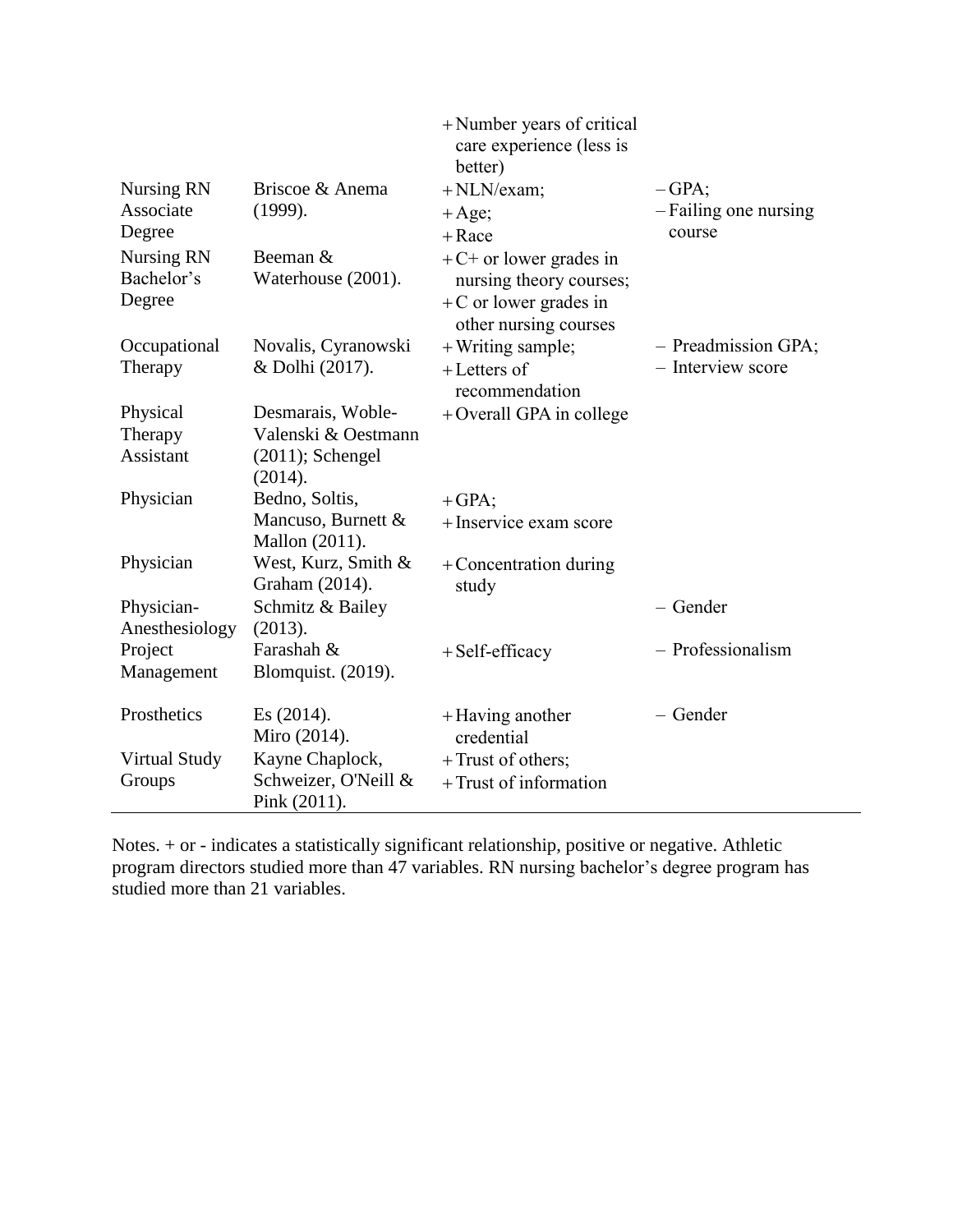| | | | |
|---|---|---|---|
| | | + Number years of critical care experience (less is better) | |
| Nursing RN Associate Degree | Briscoe & Anema (1999). | + NLN/exam; + Age; + Race | – GPA; – Failing one nursing course |
| Nursing RN Bachelor's Degree | Beeman & Waterhouse (2001). | + C+ or lower grades in nursing theory courses; + C or lower grades in other nursing courses | |
| Occupational Therapy | Novalis, Cyranowski & Dolhi (2017). | + Writing sample; + Letters of recommendation | – Preadmission GPA; – Interview score |
| Physical Therapy Assistant | Desmarais, Woble-Valenski & Oestmann (2011); Schengel (2014). | + Overall GPA in college | |
| Physician | Bedno, Soltis, Mancuso, Burnett & Mallon (2011). | + GPA; + Inservice exam score | |
| Physician | West, Kurz, Smith & Graham (2014). | + Concentration during study | |
| Physician-Anesthesiology | Schmitz & Bailey (2013). | | – Gender |
| Project Management | Farashah & Blomquist. (2019). | + Self-efficacy | – Professionalism |
| Prosthetics | Es (2014). Miro (2014). | + Having another credential | – Gender |
| Virtual Study Groups | Kayne Chaplock, Schweizer, O'Neill & Pink (2011). | + Trust of others; + Trust of information | |

Notes. + or - indicates a statistically significant relationship, positive or negative. Athletic program directors studied more than 47 variables. RN nursing bachelor's degree program has studied more than 21 variables.